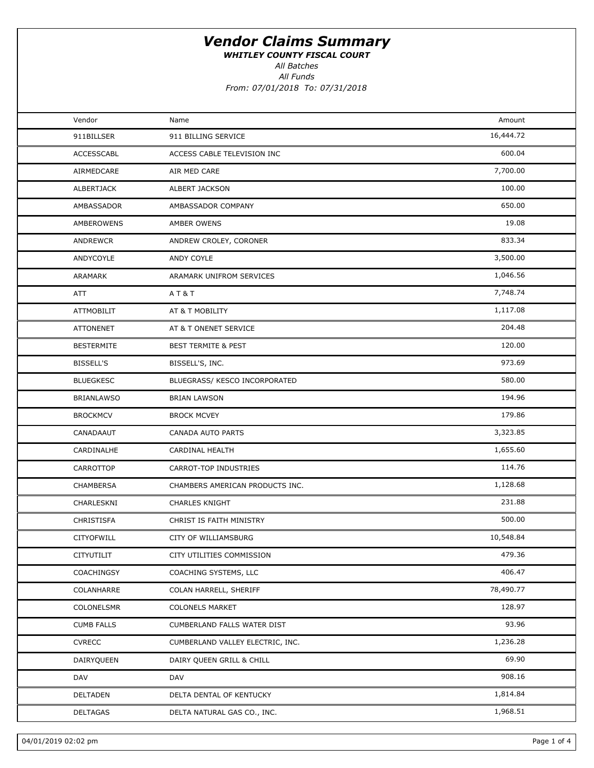# Vendor Claims Summary

***WHITLEY COUNTY FISCAL COURT***

*All Batches*

*All Funds*

*From: 07/01/2018 To: 07/31/2018*

| Vendor | Name | Amount |
|---|---|---|
| 911BILLSER | 911 BILLING SERVICE | 16,444.72 |
| ACCESSCABL | ACCESS CABLE TELEVISION INC | 600.04 |
| AIRMEDCARE | AIR MED CARE | 7,700.00 |
| ALBERTJACK | ALBERT JACKSON | 100.00 |
| AMBASSADOR | AMBASSADOR COMPANY | 650.00 |
| AMBEROWENS | AMBER OWENS | 19.08 |
| ANDREWCR | ANDREW CROLEY, CORONER | 833.34 |
| ANDYCOYLE | ANDY COYLE | 3,500.00 |
| ARAMARK | ARAMARK UNIFROM SERVICES | 1,046.56 |
| ATT | A T & T | 7,748.74 |
| ATTMOBILIT | AT & T MOBILITY | 1,117.08 |
| ATTONENET | AT & T ONENET SERVICE | 204.48 |
| BESTERMITE | BEST TERMITE & PEST | 120.00 |
| BISSELL'S | BISSELL'S, INC. | 973.69 |
| BLUEGKESC | BLUEGRASS/ KESCO INCORPORATED | 580.00 |
| BRIANLAWSO | BRIAN LAWSON | 194.96 |
| BROCKMCV | BROCK MCVEY | 179.86 |
| CANADAAUT | CANADA AUTO PARTS | 3,323.85 |
| CARDINALHE | CARDINAL HEALTH | 1,655.60 |
| CARROTTOP | CARROT-TOP INDUSTRIES | 114.76 |
| CHAMBERSA | CHAMBERS AMERICAN PRODUCTS INC. | 1,128.68 |
| CHARLESKNI | CHARLES KNIGHT | 231.88 |
| CHRISTISFA | CHRIST IS FAITH MINISTRY | 500.00 |
| CITYOFWILL | CITY OF WILLIAMSBURG | 10,548.84 |
| CITYUTILIT | CITY UTILITIES COMMISSION | 479.36 |
| COACHINGSY | COACHING SYSTEMS, LLC | 406.47 |
| COLANHARRE | COLAN HARRELL, SHERIFF | 78,490.77 |
| COLONELSMR | COLONELS MARKET | 128.97 |
| CUMB FALLS | CUMBERLAND FALLS WATER DIST | 93.96 |
| CVRECC | CUMBERLAND VALLEY ELECTRIC, INC. | 1,236.28 |
| DAIRYQUEEN | DAIRY QUEEN GRILL & CHILL | 69.90 |
| DAV | DAV | 908.16 |
| DELTADEN | DELTA DENTAL OF KENTUCKY | 1,814.84 |
| DELTAGAS | DELTA NATURAL GAS CO., INC. | 1,968.51 |

04/01/2019 02:02 pm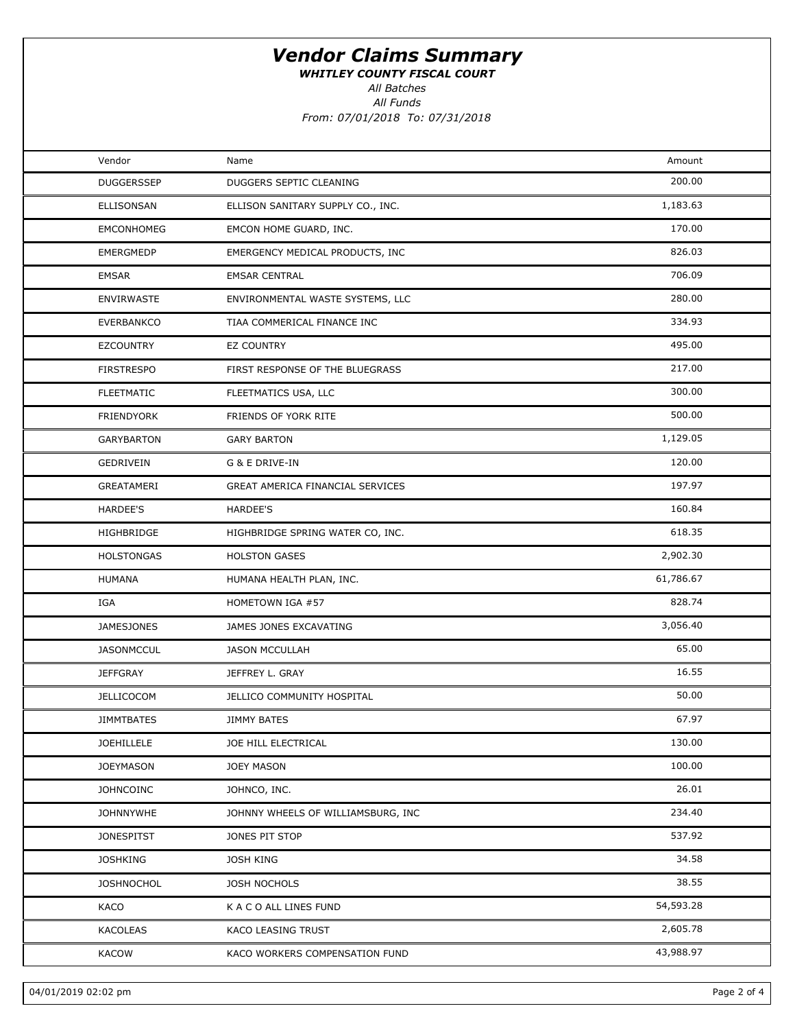# *Vendor Claims Summary*

***WHITLEY COUNTY FISCAL COURT***

*All Batches*

*All Funds*

*From: 07/01/2018 To: 07/31/2018*

| Vendor | Name | Amount |
|---|---|---|
| DUGGERSSEP | DUGGERS SEPTIC CLEANING | 200.00 |
| ELLISONSAN | ELLISON SANITARY SUPPLY CO., INC. | 1,183.63 |
| EMCONHOMEG | EMCON HOME GUARD, INC. | 170.00 |
| EMERGMEDP | EMERGENCY MEDICAL PRODUCTS, INC | 826.03 |
| EMSAR | EMSAR CENTRAL | 706.09 |
| ENVIRWASTE | ENVIRONMENTAL WASTE SYSTEMS, LLC | 280.00 |
| EVERBANKCO | TIAA COMMERICAL FINANCE INC | 334.93 |
| EZCOUNTRY | EZ COUNTRY | 495.00 |
| FIRSTRESPO | FIRST RESPONSE OF THE BLUEGRASS | 217.00 |
| FLEETMATIC | FLEETMATICS USA, LLC | 300.00 |
| FRIENDYORK | FRIENDS OF YORK RITE | 500.00 |
| GARYBARTON | GARY BARTON | 1,129.05 |
| GEDRIVEIN | G & E DRIVE-IN | 120.00 |
| GREATAMERI | GREAT AMERICA FINANCIAL SERVICES | 197.97 |
| HARDEE'S | HARDEE'S | 160.84 |
| HIGHBRIDGE | HIGHBRIDGE SPRING WATER CO, INC. | 618.35 |
| HOLSTONGAS | HOLSTON GASES | 2,902.30 |
| HUMANA | HUMANA HEALTH PLAN, INC. | 61,786.67 |
| IGA | HOMETOWN IGA #57 | 828.74 |
| JAMESJONES | JAMES JONES EXCAVATING | 3,056.40 |
| JASONMCCUL | JASON MCCULLAH | 65.00 |
| JEFFGRAY | JEFFREY L. GRAY | 16.55 |
| JELLICOCOM | JELLICO COMMUNITY HOSPITAL | 50.00 |
| JIMMTBATES | JIMMY BATES | 67.97 |
| JOEHILLELE | JOE HILL ELECTRICAL | 130.00 |
| JOEYMASON | JOEY MASON | 100.00 |
| JOHNCOINC | JOHNCO, INC. | 26.01 |
| JOHNNYWHE | JOHNNY WHEELS OF WILLIAMSBURG, INC | 234.40 |
| JONESPITST | JONES PIT STOP | 537.92 |
| JOSHKING | JOSH KING | 34.58 |
| JOSHNOCHOL | JOSH NOCHOLS | 38.55 |
| KACO | K A C O ALL LINES FUND | 54,593.28 |
| KACOLEAS | KACO LEASING TRUST | 2,605.78 |
| KACOW | KACO WORKERS COMPENSATION FUND | 43,988.97 |

04/01/2019 02:02 pm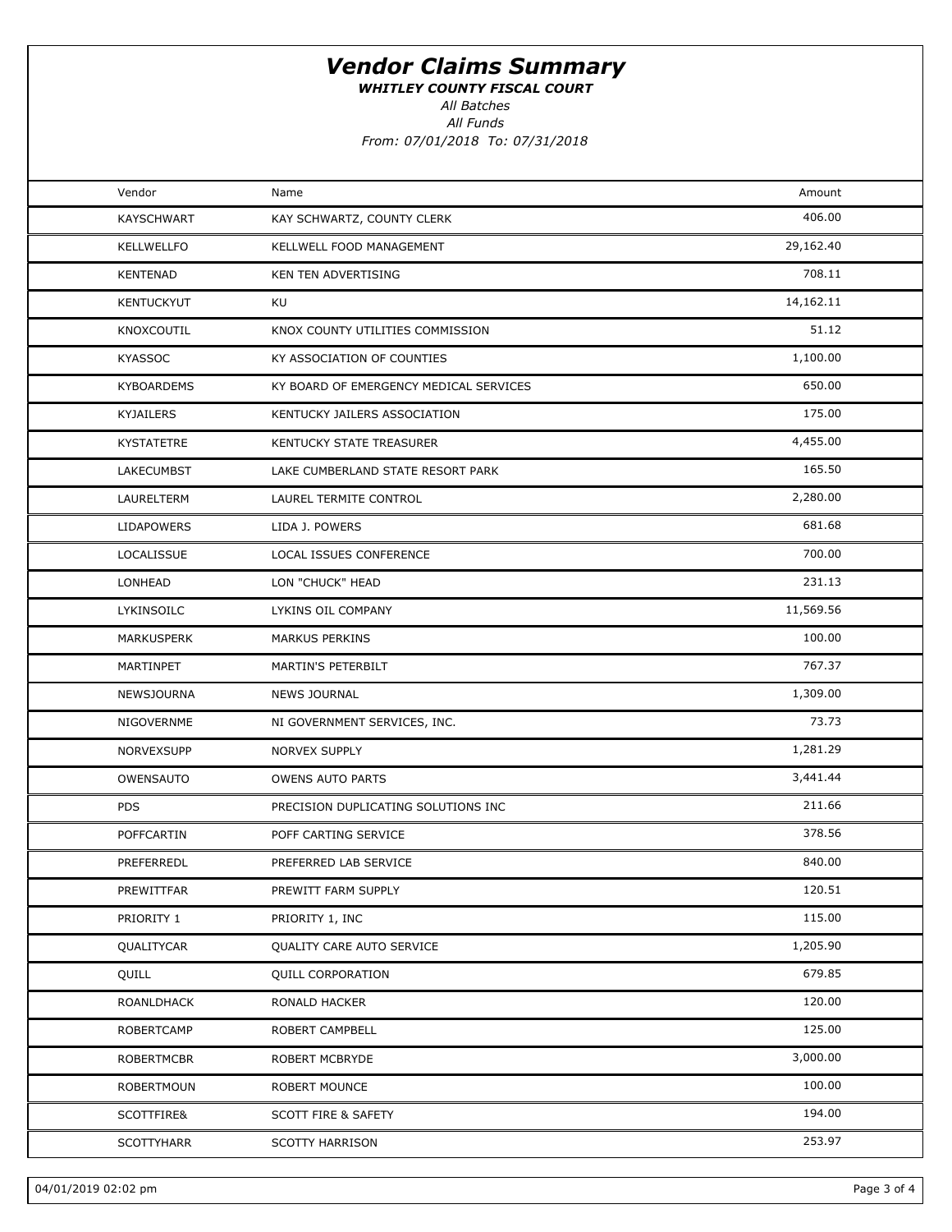# Vendor Claims Summary

***WHITLEY COUNTY FISCAL COURT***

*All Batches*

*All Funds*

*From: 07/01/2018 To: 07/31/2018*

| Vendor | Name | Amount |
|---|---|---|
| KAYSCHWART | KAY SCHWARTZ, COUNTY CLERK | 406.00 |
| KELLWELLFO | KELLWELL FOOD MANAGEMENT | 29,162.40 |
| KENTENAD | KEN TEN ADVERTISING | 708.11 |
| KENTUCKYUT | KU | 14,162.11 |
| KNOXCOUTIL | KNOX COUNTY UTILITIES COMMISSION | 51.12 |
| KYASSOC | KY ASSOCIATION OF COUNTIES | 1,100.00 |
| KYBOARDEMS | KY BOARD OF EMERGENCY MEDICAL SERVICES | 650.00 |
| KYJAILERS | KENTUCKY JAILERS ASSOCIATION | 175.00 |
| KYSTATETRE | KENTUCKY STATE TREASURER | 4,455.00 |
| LAKECUMBST | LAKE CUMBERLAND STATE RESORT PARK | 165.50 |
| LAURELTERM | LAUREL TERMITE CONTROL | 2,280.00 |
| LIDAPOWERS | LIDA J. POWERS | 681.68 |
| LOCALISSUE | LOCAL ISSUES CONFERENCE | 700.00 |
| LONHEAD | LON "CHUCK" HEAD | 231.13 |
| LYKINSOILC | LYKINS OIL COMPANY | 11,569.56 |
| MARKUSPERK | MARKUS PERKINS | 100.00 |
| MARTINPET | MARTIN'S PETERBILT | 767.37 |
| NEWSJOURNA | NEWS JOURNAL | 1,309.00 |
| NIGOVERNME | NI GOVERNMENT SERVICES, INC. | 73.73 |
| NORVEXSUPP | NORVEX SUPPLY | 1,281.29 |
| OWENSAUTO | OWENS AUTO PARTS | 3,441.44 |
| PDS | PRECISION DUPLICATING SOLUTIONS INC | 211.66 |
| POFFCARTIN | POFF CARTING SERVICE | 378.56 |
| PREFERREDL | PREFERRED LAB SERVICE | 840.00 |
| PREWITTFAR | PREWITT FARM SUPPLY | 120.51 |
| PRIORITY 1 | PRIORITY 1, INC | 115.00 |
| QUALITYCAR | QUALITY CARE AUTO SERVICE | 1,205.90 |
| QUILL | QUILL CORPORATION | 679.85 |
| ROANLDHACK | RONALD HACKER | 120.00 |
| ROBERTCAMP | ROBERT CAMPBELL | 125.00 |
| ROBERTMCBR | ROBERT MCBRYDE | 3,000.00 |
| ROBERTMOUN | ROBERT MOUNCE | 100.00 |
| SCOTTFIRE& | SCOTT FIRE & SAFETY | 194.00 |
| SCOTTYHARR | SCOTTY HARRISON | 253.97 |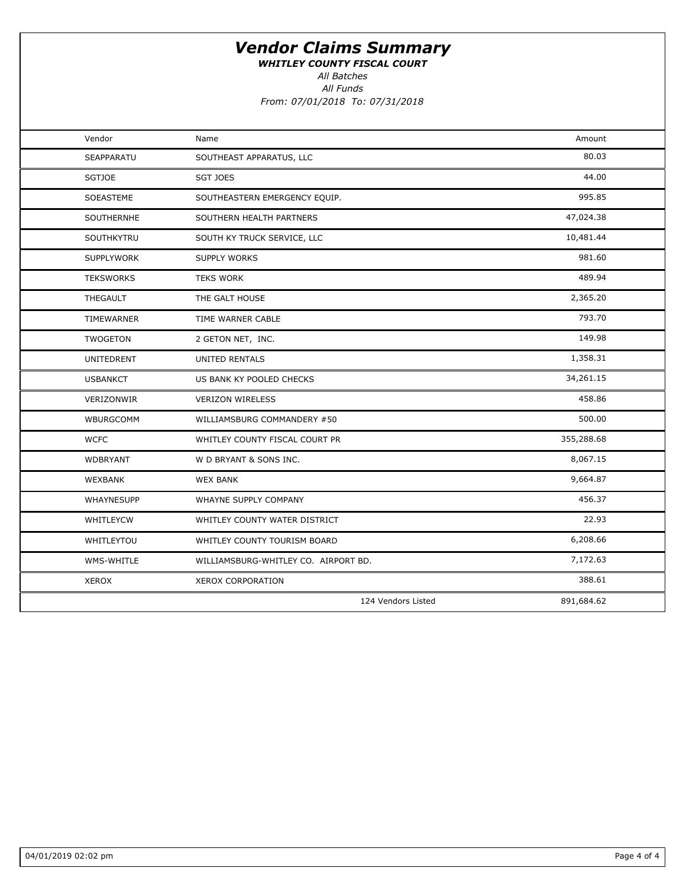# Vendor Claims Summary

***WHITLEY COUNTY FISCAL COURT***

*All Batches*

*All Funds*

*From: 07/01/2018 To: 07/31/2018*

| Vendor | Name | Amount |
|---|---|---|
| SEAPPARATU | SOUTHEAST APPARATUS, LLC | 80.03 |
| SGTJOE | SGT JOES | 44.00 |
| SOEASTEME | SOUTHEASTERN EMERGENCY EQUIP. | 995.85 |
| SOUTHERNHE | SOUTHERN HEALTH PARTNERS | 47,024.38 |
| SOUTHKYTRU | SOUTH KY TRUCK SERVICE, LLC | 10,481.44 |
| SUPPLYWORK | SUPPLY WORKS | 981.60 |
| TEKSWORKS | TEKS WORK | 489.94 |
| THEGAULT | THE GALT HOUSE | 2,365.20 |
| TIMEWARNER | TIME WARNER CABLE | 793.70 |
| TWOGETON | 2 GETON NET, INC. | 149.98 |
| UNITEDRENT | UNITED RENTALS | 1,358.31 |
| USBANKCT | US BANK KY POOLED CHECKS | 34,261.15 |
| VERIZONWIR | VERIZON WIRELESS | 458.86 |
| WBURGCOMM | WILLIAMSBURG COMMANDERY #50 | 500.00 |
| WCFC | WHITLEY COUNTY FISCAL COURT PR | 355,288.68 |
| WDBRYANT | W D BRYANT & SONS INC. | 8,067.15 |
| WEXBANK | WEX BANK | 9,664.87 |
| WHAYNESUPP | WHAYNE SUPPLY COMPANY | 456.37 |
| WHITLEYCW | WHITLEY COUNTY WATER DISTRICT | 22.93 |
| WHITLEYTOU | WHITLEY COUNTY TOURISM BOARD | 6,208.66 |
| WMS-WHITLE | WILLIAMSBURG-WHITLEY CO. AIRPORT BD. | 7,172.63 |
| XEROX | XEROX CORPORATION | 388.61 |
| | 124 Vendors Listed | 891,684.62 |

04/01/2019 02:02 pm